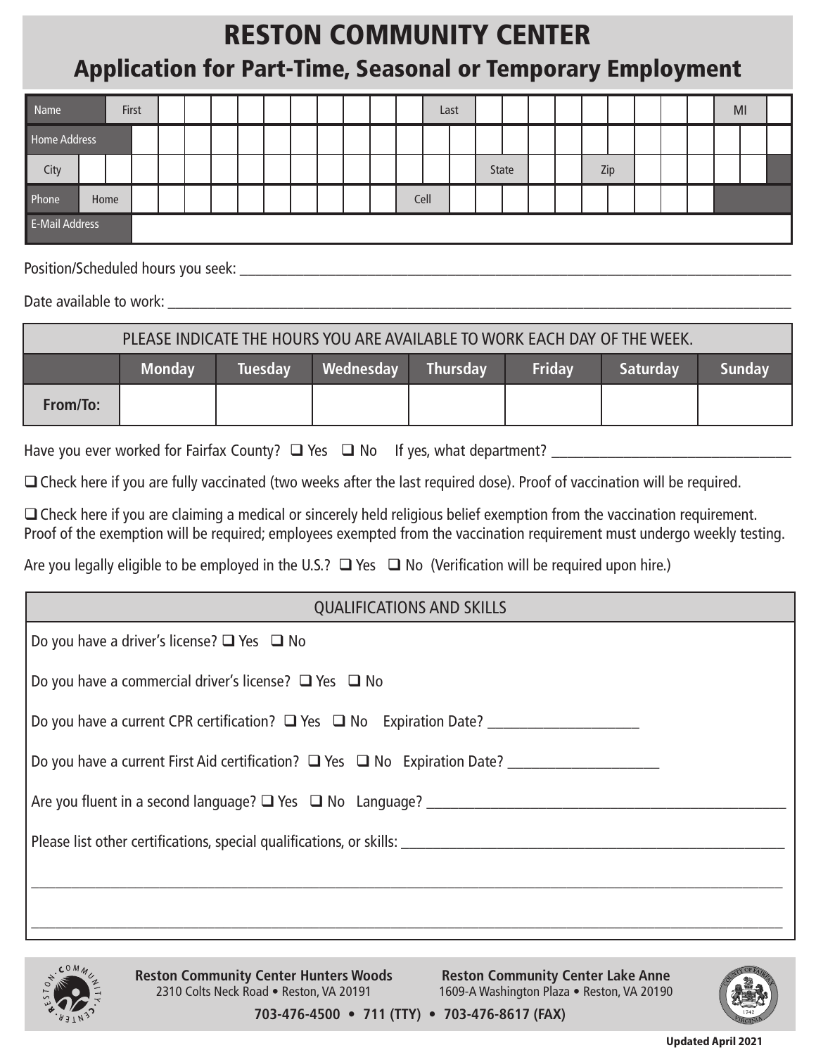# RESTON COMMUNITY CENTER

## Application for Part-Time, Seasonal or Temporary Employment

| Name | First | Last | MI |
|---|---|---|---|
| Home Address | | | |
| City | | State | Zip |
| Phone | Home | Cell | |
| E-Mail Address | | | |

Position/Scheduled hours you seek: ______________________________

Date available to work: ______________________________

| PLEASE INDICATE THE HOURS YOU ARE AVAILABLE TO WORK EACH DAY OF THE WEEK. | | | | | | | |
|---|---|---|---|---|---|---|---|
| | **Monday** | **Tuesday** | **Wednesday** | **Thursday** | **Friday** | **Saturday** | **Sunday** |
| **From/To:** | | | | | | | |

Have you ever worked for Fairfax County? ❑ Yes ❑ No If yes, what department? ______________________________

❑ Check here if you are fully vaccinated (two weeks after the last required dose). Proof of vaccination will be required.

❑ Check here if you are claiming a medical or sincerely held religious belief exemption from the vaccination requirement. Proof of the exemption will be required; employees exempted from the vaccination requirement must undergo weekly testing.

Are you legally eligible to be employed in the U.S.? ❑ Yes ❑ No (Verification will be required upon hire.)

### QUALIFICATIONS AND SKILLS

Do you have a driver's license? ❑ Yes ❑ No

Do you have a commercial driver's license? ❑ Yes ❑ No

Do you have a current CPR certification? ❑ Yes ❑ No Expiration Date? ____________________

Do you have a current First Aid certification? ❑ Yes ❑ No Expiration Date? ____________________

Are you fluent in a second language? ❑ Yes ❑ No Language? ______________________________

Please list other certifications, special qualifications, or skills: ______________________________

______________________________________________________________________

______________________________________________________________________

**Reston Community Center Hunters Woods**
2310 Colts Neck Road • Reston, VA 20191

**Reston Community Center Lake Anne**
1609-A Washington Plaza • Reston, VA 20190

**703-476-4500 • 711 (TTY) • 703-476-8617 (FAX)**

**Updated April 2021**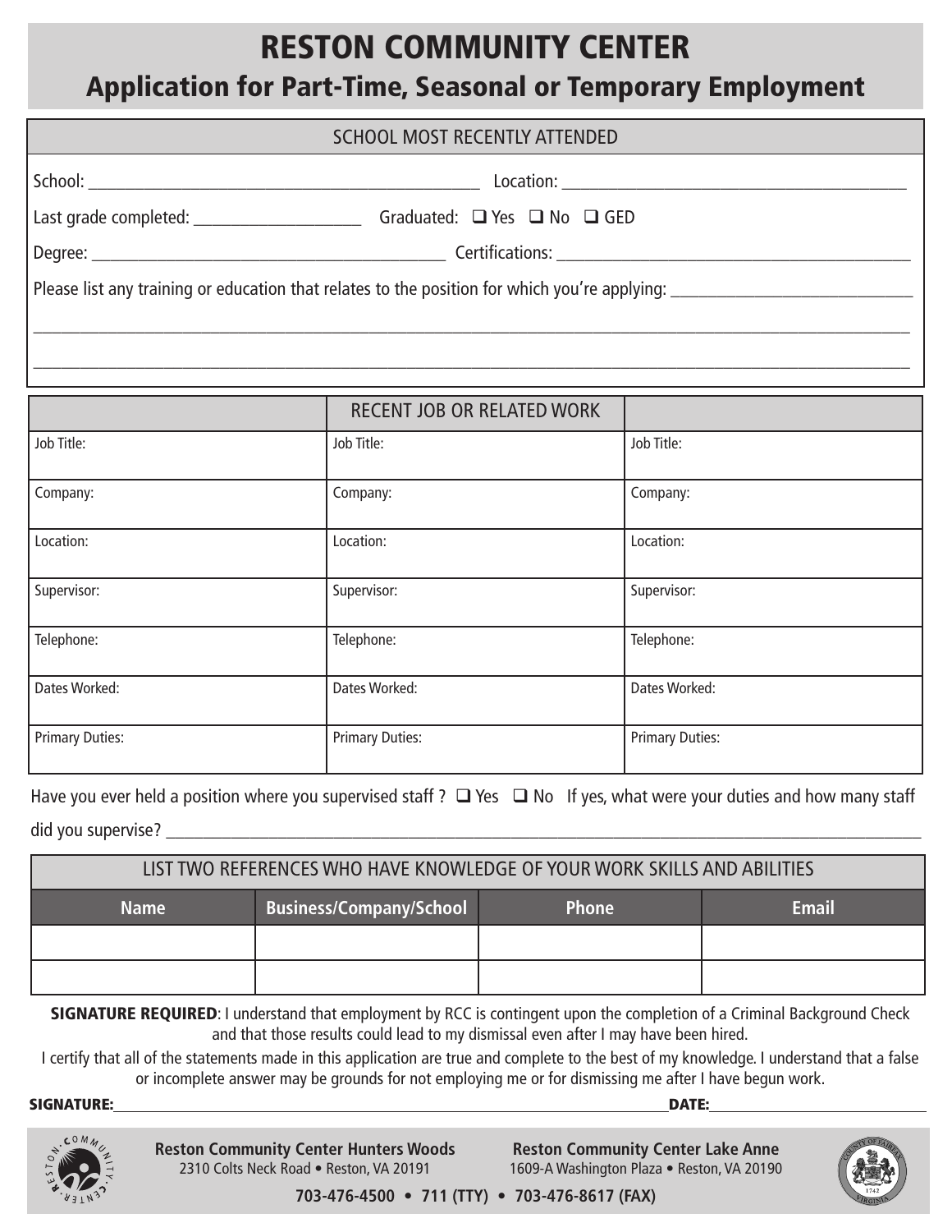# RESTON COMMUNITY CENTER

## Application for Part-Time, Seasonal or Temporary Employment

### SCHOOL MOST RECENTLY ATTENDED

School: ______________________________ Location: ______________________________

Last grade completed: ________________ Graduated: ❑ Yes ❑ No ❑ GED

Degree: ______________________________ Certifications: ______________________________

Please list any training or education that relates to the position for which you're applying: ______________________________

______________________________________________________________________________

______________________________________________________________________________

| | RECENT JOB OR RELATED WORK | |
|---|---|---|
| Job Title: | Job Title: | Job Title: |
| Company: | Company: | Company: |
| Location: | Location: | Location: |
| Supervisor: | Supervisor: | Supervisor: |
| Telephone: | Telephone: | Telephone: |
| Dates Worked: | Dates Worked: | Dates Worked: |
| Primary Duties: | Primary Duties: | Primary Duties: |

Have you ever held a position where you supervised staff ? ❑ Yes ❑ No If yes, what were your duties and how many staff did you supervise? ______________________________

### LIST TWO REFERENCES WHO HAVE KNOWLEDGE OF YOUR WORK SKILLS AND ABILITIES

| Name | Business/Company/School | Phone | Email |
|---|---|---|---|
| | | | |
| | | | |

**SIGNATURE REQUIRED**: I understand that employment by RCC is contingent upon the completion of a Criminal Background Check and that those results could lead to my dismissal even after I may have been hired.

I certify that all of the statements made in this application are true and complete to the best of my knowledge. I understand that a false or incomplete answer may be grounds for not employing me or for dismissing me after I have begun work.

**SIGNATURE:** ______________________________ **DATE:** ________________

**Reston Community Center Hunters Woods**
2310 Colts Neck Road • Reston, VA 20191

**Reston Community Center Lake Anne**
1609-A Washington Plaza • Reston, VA 20190

**703-476-4500 • 711 (TTY) • 703-476-8617 (FAX)**